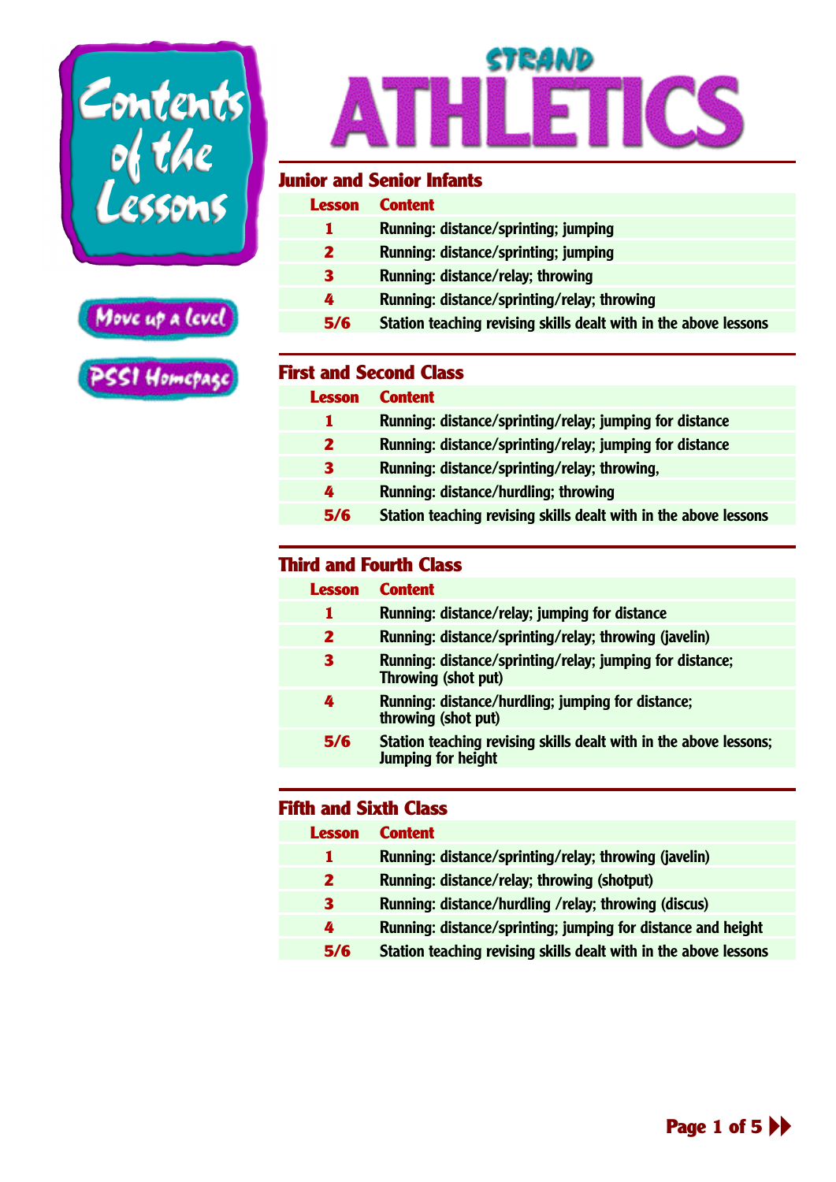# Contents of the Lessons

Move up a level

PSSI Homepage

## STRAND ATHLETICS

### Junior and Senior Infants

| Lesson | Content |
|---|---|
| 1 | Running: distance/sprinting; jumping |
| 2 | Running: distance/sprinting; jumping |
| 3 | Running: distance/relay; throwing |
| 4 | Running: distance/sprinting/relay; throwing |
| 5/6 | Station teaching revising skills dealt with in the above lessons |

### First and Second Class

| Lesson | Content |
|---|---|
| 1 | Running: distance/sprinting/relay; jumping for distance |
| 2 | Running: distance/sprinting/relay; jumping for distance |
| 3 | Running: distance/sprinting/relay; throwing, |
| 4 | Running: distance/hurdling; throwing |
| 5/6 | Station teaching revising skills dealt with in the above lessons |

### Third and Fourth Class

| Lesson | Content |
|---|---|
| 1 | Running: distance/relay; jumping for distance |
| 2 | Running: distance/sprinting/relay; throwing (javelin) |
| 3 | Running: distance/sprinting/relay; jumping for distance; Throwing (shot put) |
| 4 | Running: distance/hurdling; jumping for distance; throwing (shot put) |
| 5/6 | Station teaching revising skills dealt with in the above lessons; Jumping for height |

### Fifth and Sixth Class

| Lesson | Content |
|---|---|
| 1 | Running: distance/sprinting/relay; throwing (javelin) |
| 2 | Running: distance/relay; throwing (shotput) |
| 3 | Running: distance/hurdling /relay; throwing (discus) |
| 4 | Running: distance/sprinting; jumping for distance and height |
| 5/6 | Station teaching revising skills dealt with in the above lessons |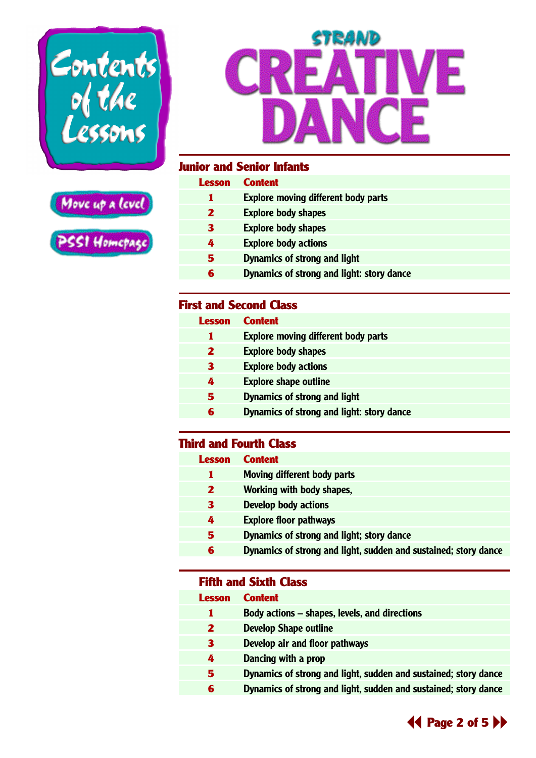# Contents of the Lessons

Move up a level

PSSI Homepage

## Strand: CREATIVE DANCE

### Junior and Senior Infants

| Lesson | Content |
|---|---|
| 1 | Explore moving different body parts |
| 2 | Explore body shapes |
| 3 | Explore body shapes |
| 4 | Explore body actions |
| 5 | Dynamics of strong and light |
| 6 | Dynamics of strong and light: story dance |

### First and Second Class

| Lesson | Content |
|---|---|
| 1 | Explore moving different body parts |
| 2 | Explore body shapes |
| 3 | Explore body actions |
| 4 | Explore shape outline |
| 5 | Dynamics of strong and light |
| 6 | Dynamics of strong and light: story dance |

### Third and Fourth Class

| Lesson | Content |
|---|---|
| 1 | Moving different body parts |
| 2 | Working with body shapes, |
| 3 | Develop body actions |
| 4 | Explore floor pathways |
| 5 | Dynamics of strong and light; story dance |
| 6 | Dynamics of strong and light, sudden and sustained; story dance |

### Fifth and Sixth Class

| Lesson | Content |
|---|---|
| 1 | Body actions – shapes, levels, and directions |
| 2 | Develop Shape outline |
| 3 | Develop air and floor pathways |
| 4 | Dancing with a prop |
| 5 | Dynamics of strong and light, sudden and sustained; story dance |
| 6 | Dynamics of strong and light, sudden and sustained; story dance |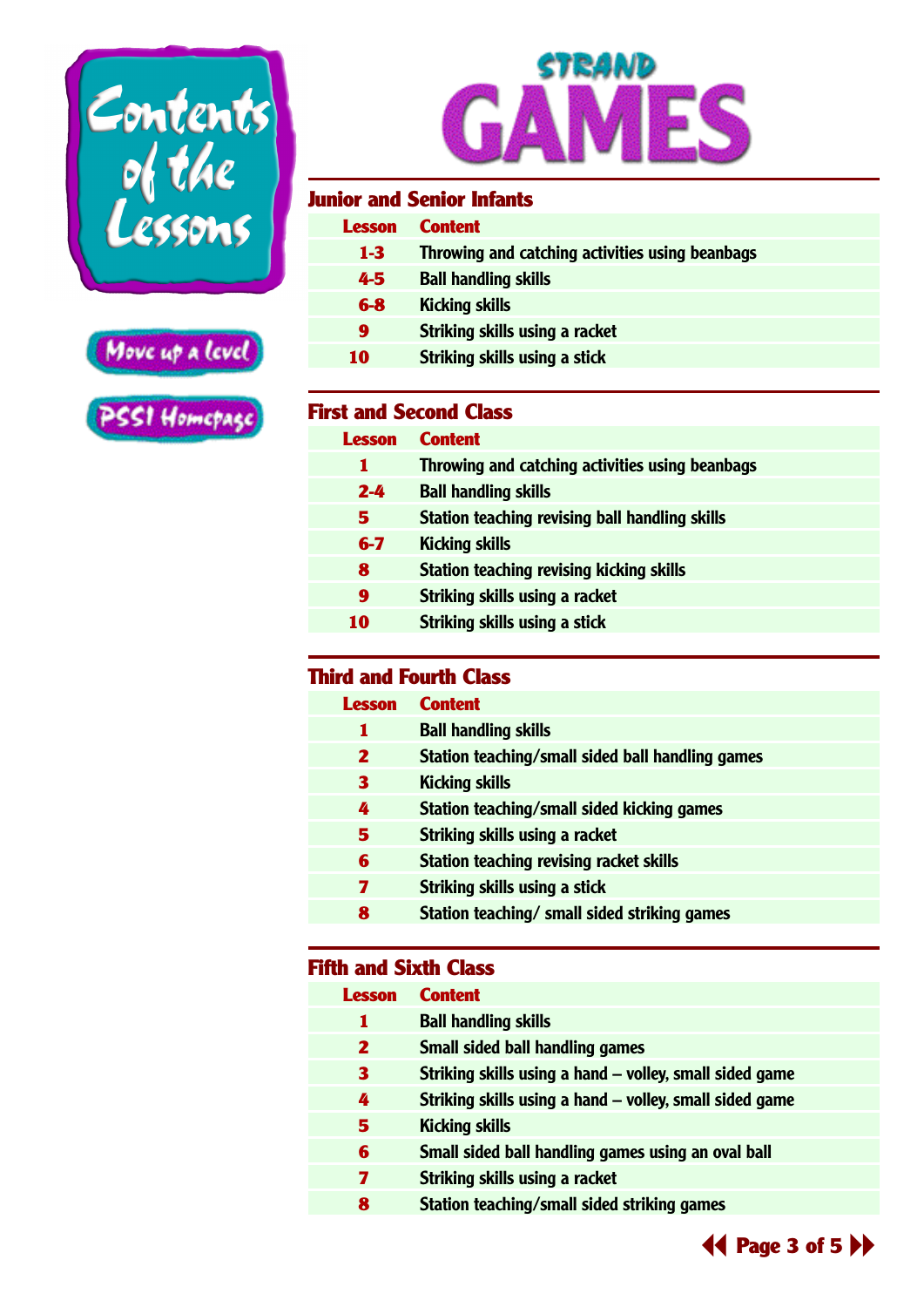# Contents of the Lessons

Move up a level

PSSI Homepage

## STRAND GAMES

### Junior and Senior Infants

| Lesson | Content |
|---|---|
| 1-3 | Throwing and catching activities using beanbags |
| 4-5 | Ball handling skills |
| 6-8 | Kicking skills |
| 9 | Striking skills using a racket |
| 10 | Striking skills using a stick |

### First and Second Class

| Lesson | Content |
|---|---|
| 1 | Throwing and catching activities using beanbags |
| 2-4 | Ball handling skills |
| 5 | Station teaching revising ball handling skills |
| 6-7 | Kicking skills |
| 8 | Station teaching revising kicking skills |
| 9 | Striking skills using a racket |
| 10 | Striking skills using a stick |

### Third and Fourth Class

| Lesson | Content |
|---|---|
| 1 | Ball handling skills |
| 2 | Station teaching/small sided ball handling games |
| 3 | Kicking skills |
| 4 | Station teaching/small sided kicking games |
| 5 | Striking skills using a racket |
| 6 | Station teaching revising racket skills |
| 7 | Striking skills using a stick |
| 8 | Station teaching/ small sided striking games |

### Fifth and Sixth Class

| Lesson | Content |
|---|---|
| 1 | Ball handling skills |
| 2 | Small sided ball handling games |
| 3 | Striking skills using a hand – volley, small sided game |
| 4 | Striking skills using a hand – volley, small sided game |
| 5 | Kicking skills |
| 6 | Small sided ball handling games using an oval ball |
| 7 | Striking skills using a racket |
| 8 | Station teaching/small sided striking games |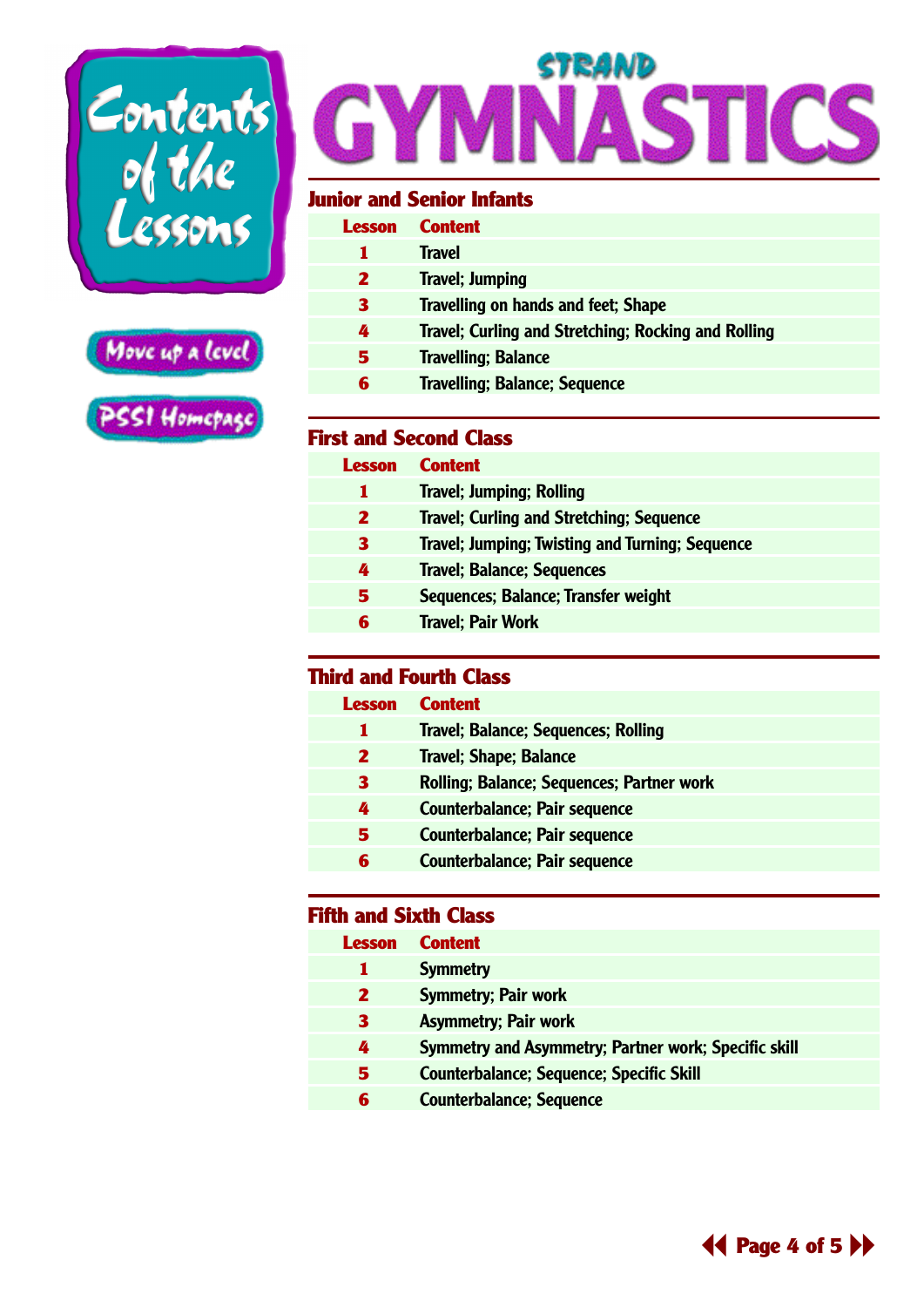# Contents of the Lessons

Move up a level

PSSI Homepage

## Strand GYMNASTICS

### Junior and Senior Infants

| Lesson | Content |
|---|---|
| 1 | Travel |
| 2 | Travel; Jumping |
| 3 | Travelling on hands and feet; Shape |
| 4 | Travel; Curling and Stretching; Rocking and Rolling |
| 5 | Travelling; Balance |
| 6 | Travelling; Balance; Sequence |

### First and Second Class

| Lesson | Content |
|---|---|
| 1 | Travel; Jumping; Rolling |
| 2 | Travel; Curling and Stretching; Sequence |
| 3 | Travel; Jumping; Twisting and Turning; Sequence |
| 4 | Travel; Balance; Sequences |
| 5 | Sequences; Balance; Transfer weight |
| 6 | Travel; Pair Work |

### Third and Fourth Class

| Lesson | Content |
|---|---|
| 1 | Travel; Balance; Sequences; Rolling |
| 2 | Travel; Shape; Balance |
| 3 | Rolling; Balance; Sequences; Partner work |
| 4 | Counterbalance; Pair sequence |
| 5 | Counterbalance; Pair sequence |
| 6 | Counterbalance; Pair sequence |

### Fifth and Sixth Class

| Lesson | Content |
|---|---|
| 1 | Symmetry |
| 2 | Symmetry; Pair work |
| 3 | Asymmetry; Pair work |
| 4 | Symmetry and Asymmetry; Partner work; Specific skill |
| 5 | Counterbalance; Sequence; Specific Skill |
| 6 | Counterbalance; Sequence |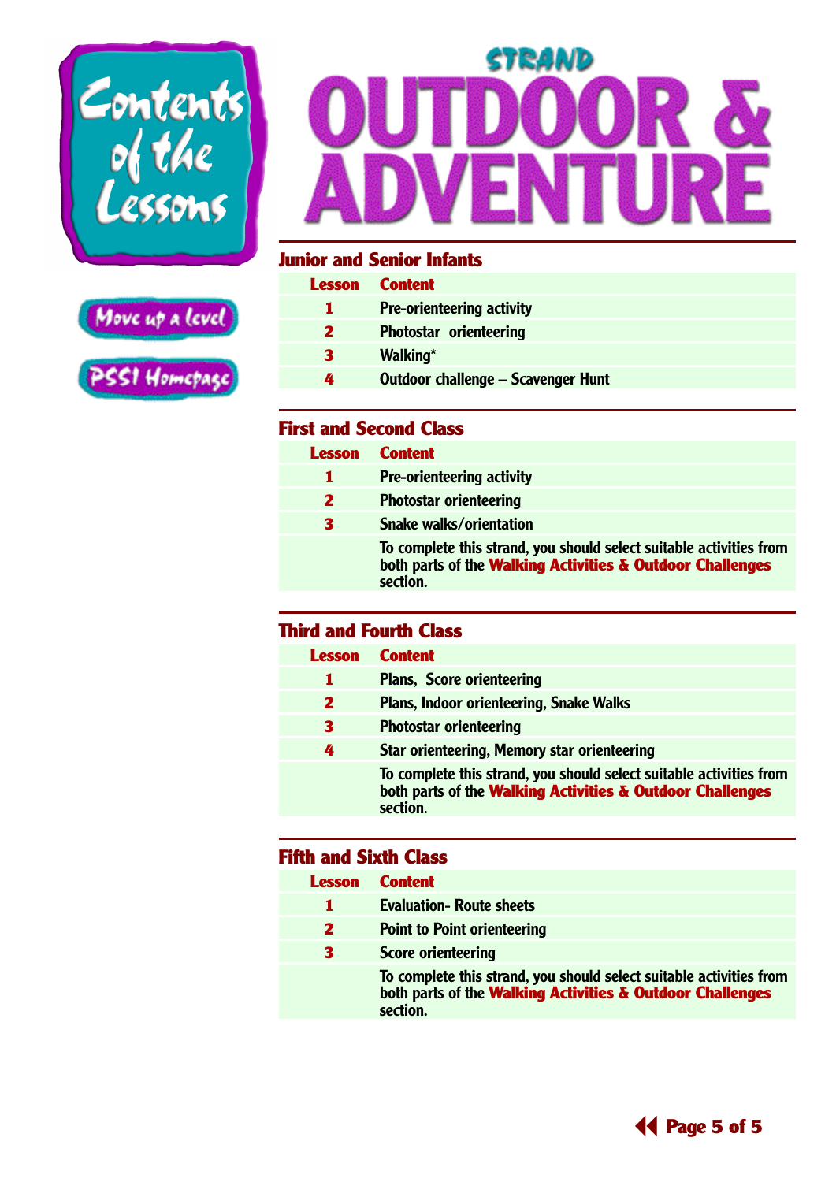# Contents of the Lessons

Move up a level

PSSI Homepage

## STRAND OUTDOOR & ADVENTURE

### Junior and Senior Infants

| Lesson | Content |
|---|---|
| 1 | Pre-orienteering activity |
| 2 | Photostar orienteering |
| 3 | Walking* |
| 4 | Outdoor challenge – Scavenger Hunt |

### First and Second Class

| Lesson | Content |
|---|---|
| 1 | Pre-orienteering activity |
| 2 | Photostar orienteering |
| 3 | Snake walks/orientation |
| | To complete this strand, you should select suitable activities from both parts of the **Walking Activities & Outdoor Challenges** section. |

### Third and Fourth Class

| Lesson | Content |
|---|---|
| 1 | Plans, Score orienteering |
| 2 | Plans, Indoor orienteering, Snake Walks |
| 3 | Photostar orienteering |
| 4 | Star orienteering, Memory star orienteering |
| | To complete this strand, you should select suitable activities from both parts of the **Walking Activities & Outdoor Challenges** section. |

### Fifth and Sixth Class

| Lesson | Content |
|---|---|
| 1 | Evaluation- Route sheets |
| 2 | Point to Point orienteering |
| 3 | Score orienteering |
| | To complete this strand, you should select suitable activities from both parts of the **Walking Activities & Outdoor Challenges** section. |